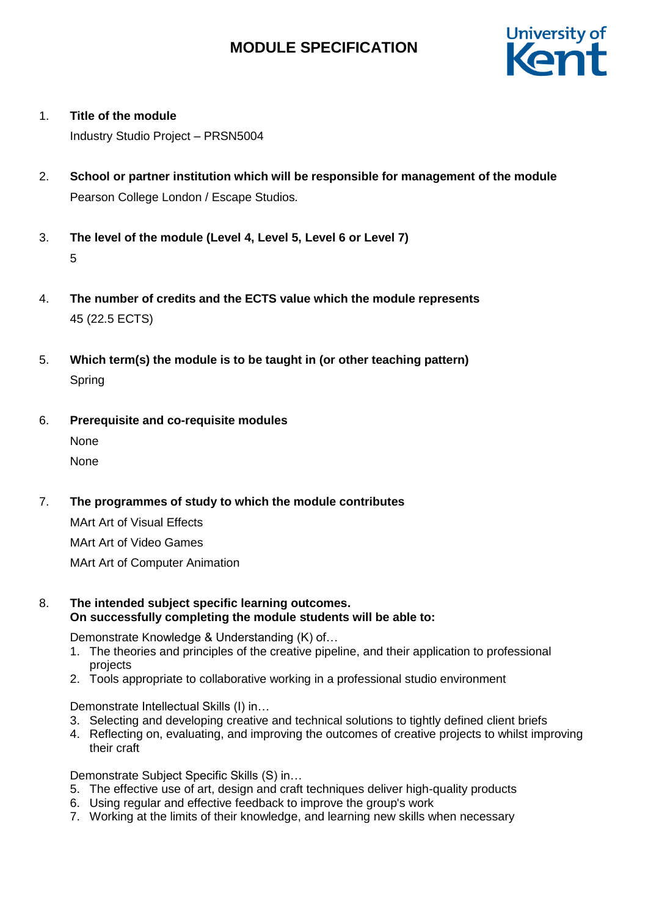# MODULE SPECIFICATION

1. **Title of the module**

   Industry Studio Project – PRSN5004

2. **School or partner institution which will be responsible for management of the module**

   Pearson College London / Escape Studios.

3. **The level of the module (Level 4, Level 5, Level 6 or Level 7)**

   5

4. **The number of credits and the ECTS value which the module represents**

   45 (22.5 ECTS)

5. **Which term(s) the module is to be taught in (or other teaching pattern)**

   Spring

6. **Prerequisite and co-requisite modules**

   None

   None

7. **The programmes of study to which the module contributes**

   MArt Art of Visual Effects

   MArt Art of Video Games

   MArt Art of Computer Animation

8. **The intended subject specific learning outcomes.**
   **On successfully completing the module students will be able to:**

   Demonstrate Knowledge & Understanding (K) of…

   1. The theories and principles of the creative pipeline, and their application to professional projects
   2. Tools appropriate to collaborative working in a professional studio environment

   Demonstrate Intellectual Skills (I) in…

   3. Selecting and developing creative and technical solutions to tightly defined client briefs
   4. Reflecting on, evaluating, and improving the outcomes of creative projects to whilst improving their craft

   Demonstrate Subject Specific Skills (S) in…

   5. The effective use of art, design and craft techniques deliver high-quality products
   6. Using regular and effective feedback to improve the group's work
   7. Working at the limits of their knowledge, and learning new skills when necessary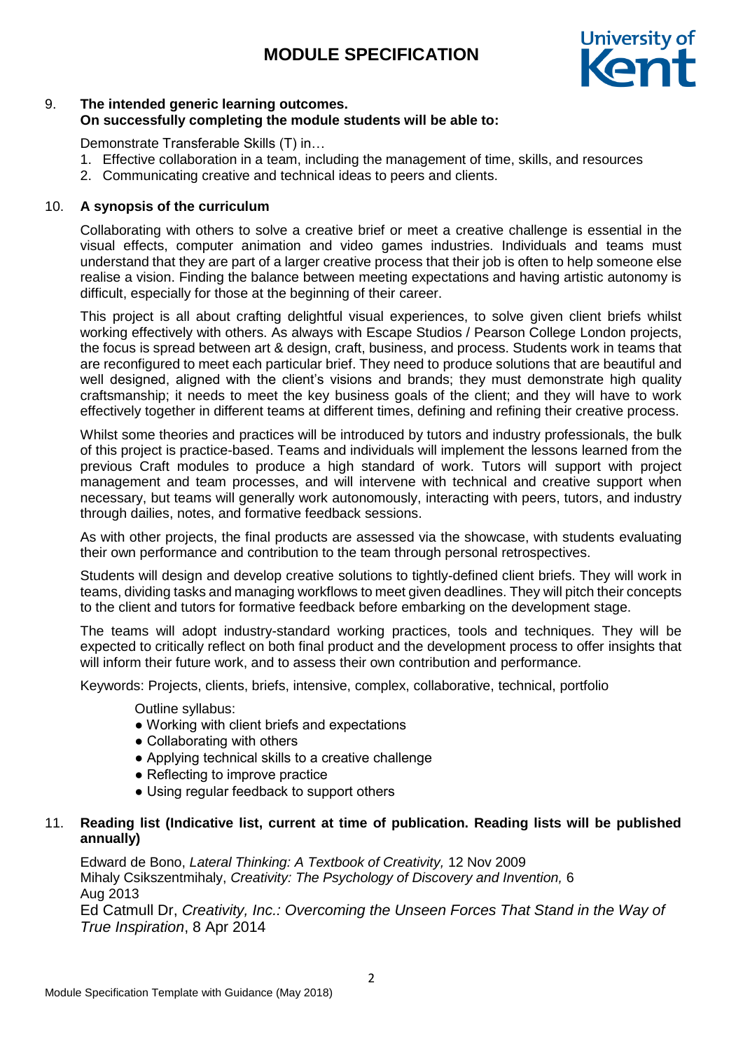9. **The intended generic learning outcomes. On successfully completing the module students will be able to:**

Demonstrate Transferable Skills (T) in…

1. Effective collaboration in a team, including the management of time, skills, and resources
2. Communicating creative and technical ideas to peers and clients.

10. **A synopsis of the curriculum**

Collaborating with others to solve a creative brief or meet a creative challenge is essential in the visual effects, computer animation and video games industries. Individuals and teams must understand that they are part of a larger creative process that their job is often to help someone else realise a vision. Finding the balance between meeting expectations and having artistic autonomy is difficult, especially for those at the beginning of their career.

This project is all about crafting delightful visual experiences, to solve given client briefs whilst working effectively with others. As always with Escape Studios / Pearson College London projects, the focus is spread between art & design, craft, business, and process. Students work in teams that are reconfigured to meet each particular brief. They need to produce solutions that are beautiful and well designed, aligned with the client's visions and brands; they must demonstrate high quality craftsmanship; it needs to meet the key business goals of the client; and they will have to work effectively together in different teams at different times, defining and refining their creative process.

Whilst some theories and practices will be introduced by tutors and industry professionals, the bulk of this project is practice-based. Teams and individuals will implement the lessons learned from the previous Craft modules to produce a high standard of work. Tutors will support with project management and team processes, and will intervene with technical and creative support when necessary, but teams will generally work autonomously, interacting with peers, tutors, and industry through dailies, notes, and formative feedback sessions.

As with other projects, the final products are assessed via the showcase, with students evaluating their own performance and contribution to the team through personal retrospectives.

Students will design and develop creative solutions to tightly-defined client briefs. They will work in teams, dividing tasks and managing workflows to meet given deadlines. They will pitch their concepts to the client and tutors for formative feedback before embarking on the development stage.

The teams will adopt industry-standard working practices, tools and techniques. They will be expected to critically reflect on both final product and the development process to offer insights that will inform their future work, and to assess their own contribution and performance.

Keywords: Projects, clients, briefs, intensive, complex, collaborative, technical, portfolio

Outline syllabus:

- Working with client briefs and expectations
- Collaborating with others
- Applying technical skills to a creative challenge
- Reflecting to improve practice
- Using regular feedback to support others

11. **Reading list (Indicative list, current at time of publication. Reading lists will be published annually)**

Edward de Bono, *Lateral Thinking: A Textbook of Creativity,* 12 Nov 2009
Mihaly Csikszentmihaly, *Creativity: The Psychology of Discovery and Invention,* 6 Aug 2013
Ed Catmull Dr, *Creativity, Inc.: Overcoming the Unseen Forces That Stand in the Way of True Inspiration*, 8 Apr 2014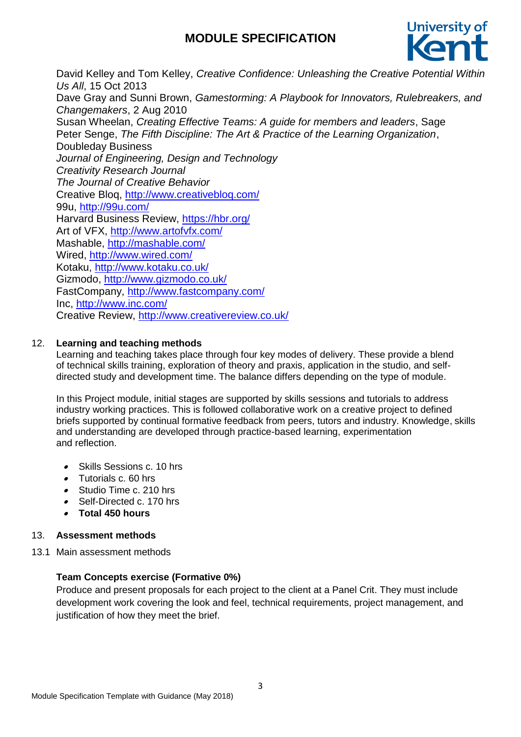David Kelley and Tom Kelley, *Creative Confidence: Unleashing the Creative Potential Within Us All*, 15 Oct 2013
Dave Gray and Sunni Brown, *Gamestorming: A Playbook for Innovators, Rulebreakers, and Changemakers*, 2 Aug 2010
Susan Wheelan, *Creating Effective Teams: A guide for members and leaders*, Sage
Peter Senge, *The Fifth Discipline: The Art & Practice of the Learning Organization*, Doubleday Business
*Journal of Engineering, Design and Technology*
*Creativity Research Journal*
*The Journal of Creative Behavior*
Creative Bloq, http://www.creativebloq.com/
99u, http://99u.com/
Harvard Business Review, https://hbr.org/
Art of VFX, http://www.artofvfx.com/
Mashable, http://mashable.com/
Wired, http://www.wired.com/
Kotaku, http://www.kotaku.co.uk/
Gizmodo, http://www.gizmodo.co.uk/
FastCompany, http://www.fastcompany.com/
Inc, http://www.inc.com/
Creative Review, http://www.creativereview.co.uk/

## 12. Learning and teaching methods

Learning and teaching takes place through four key modes of delivery. These provide a blend of technical skills training, exploration of theory and praxis, application in the studio, and self-directed study and development time. The balance differs depending on the type of module.

In this Project module, initial stages are supported by skills sessions and tutorials to address industry working practices. This is followed collaborative work on a creative project to defined briefs supported by continual formative feedback from peers, tutors and industry. Knowledge, skills and understanding are developed through practice-based learning, experimentation and reflection.

- Skills Sessions c. 10 hrs
- Tutorials c. 60 hrs
- Studio Time c. 210 hrs
- Self-Directed c. 170 hrs
- **Total 450 hours**

## 13. Assessment methods

13.1 Main assessment methods

**Team Concepts exercise (Formative 0%)**
Produce and present proposals for each project to the client at a Panel Crit. They must include development work covering the look and feel, technical requirements, project management, and justification of how they meet the brief.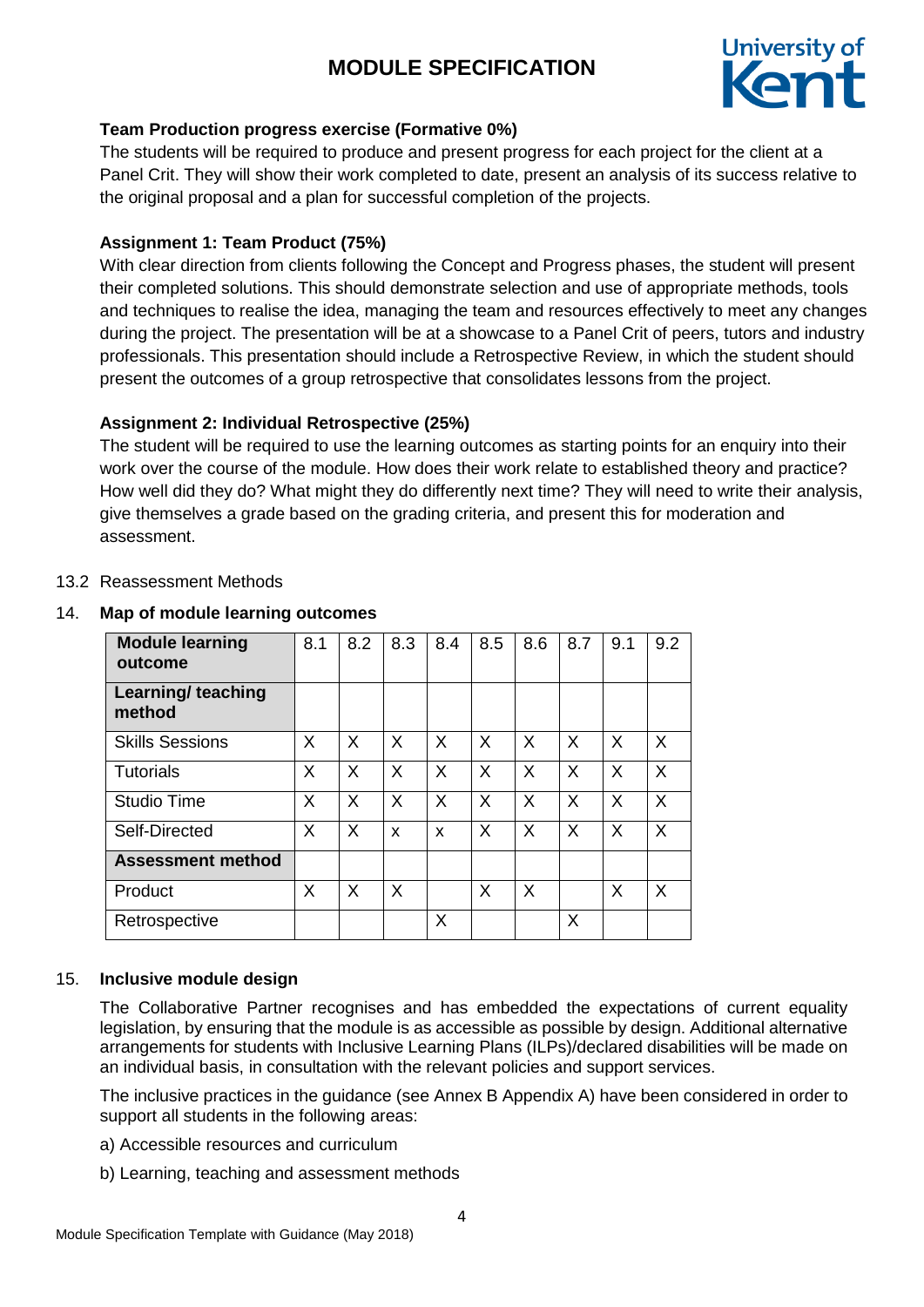**Team Production progress exercise (Formative 0%)**

The students will be required to produce and present progress for each project for the client at a Panel Crit. They will show their work completed to date, present an analysis of its success relative to the original proposal and a plan for successful completion of the projects.

**Assignment 1: Team Product (75%)**

With clear direction from clients following the Concept and Progress phases, the student will present their completed solutions. This should demonstrate selection and use of appropriate methods, tools and techniques to realise the idea, managing the team and resources effectively to meet any changes during the project. The presentation will be at a showcase to a Panel Crit of peers, tutors and industry professionals. This presentation should include a Retrospective Review, in which the student should present the outcomes of a group retrospective that consolidates lessons from the project.

**Assignment 2: Individual Retrospective (25%)**

The student will be required to use the learning outcomes as starting points for an enquiry into their work over the course of the module. How does their work relate to established theory and practice? How well did they do? What might they do differently next time? They will need to write their analysis, give themselves a grade based on the grading criteria, and present this for moderation and assessment.

13.2 Reassessment Methods

## 14. Map of module learning outcomes

| **Module learning outcome** | 8.1 | 8.2 | 8.3 | 8.4 | 8.5 | 8.6 | 8.7 | 9.1 | 9.2 |
|---|---|---|---|---|---|---|---|---|---|
| **Learning/ teaching method** | | | | | | | | | |
| Skills Sessions | X | X | X | X | X | X | X | X | X |
| Tutorials | X | X | X | X | X | X | X | X | X |
| Studio Time | X | X | X | X | X | X | X | X | X |
| Self-Directed | X | X | x | x | X | X | X | X | X |
| **Assessment method** | | | | | | | | | |
| Product | X | X | X | | X | X | | X | X |
| Retrospective | | | | X | | | X | | |

## 15. Inclusive module design

The Collaborative Partner recognises and has embedded the expectations of current equality legislation, by ensuring that the module is as accessible as possible by design. Additional alternative arrangements for students with Inclusive Learning Plans (ILPs)/declared disabilities will be made on an individual basis, in consultation with the relevant policies and support services.

The inclusive practices in the guidance (see Annex B Appendix A) have been considered in order to support all students in the following areas:

a) Accessible resources and curriculum

b) Learning, teaching and assessment methods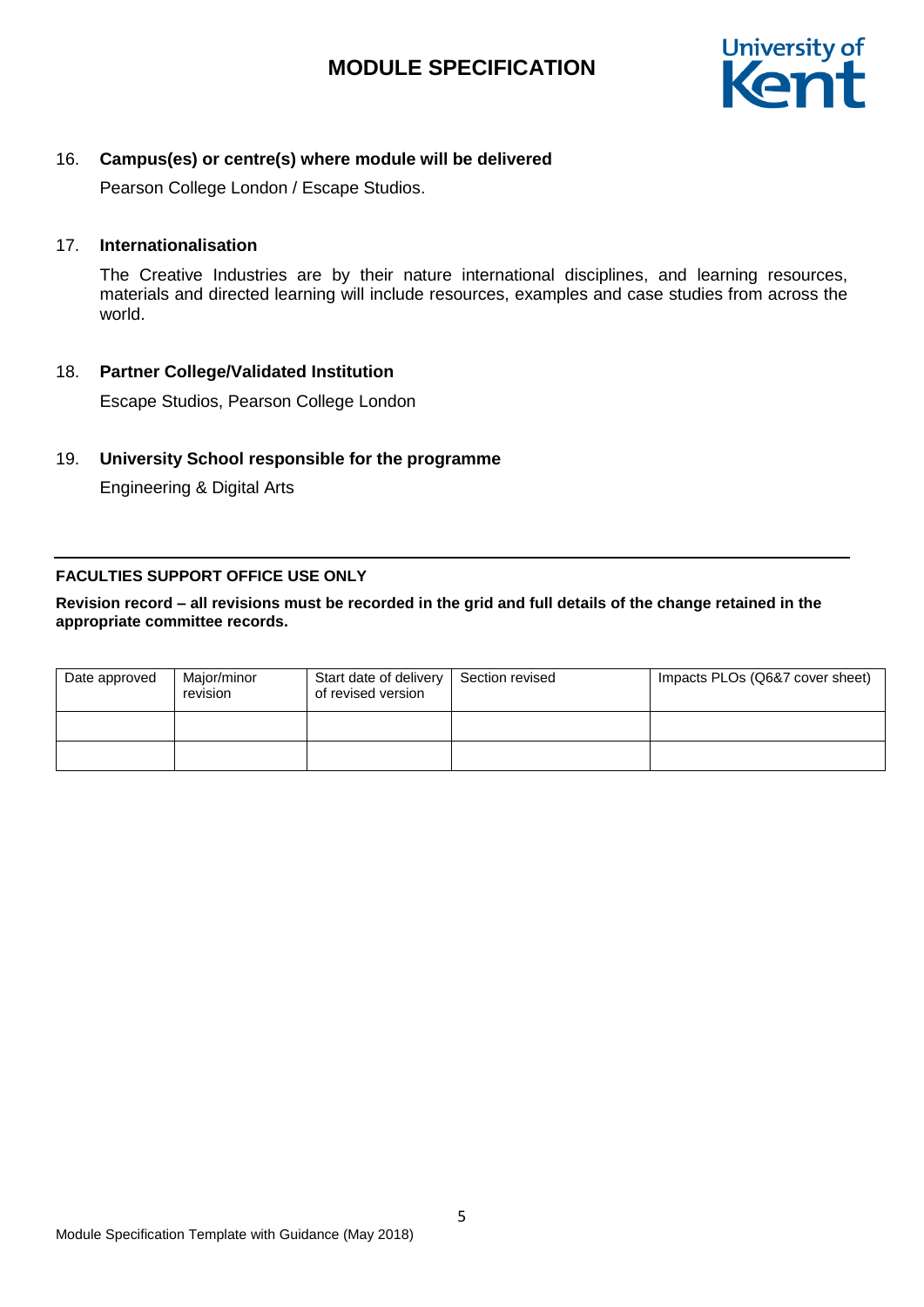16. **Campus(es) or centre(s) where module will be delivered**

    Pearson College London / Escape Studios.

17. **Internationalisation**

    The Creative Industries are by their nature international disciplines, and learning resources, materials and directed learning will include resources, examples and case studies from across the world.

18. **Partner College/Validated Institution**

    Escape Studios, Pearson College London

19. **University School responsible for the programme**

    Engineering & Digital Arts

---

**FACULTIES SUPPORT OFFICE USE ONLY**

**Revision record – all revisions must be recorded in the grid and full details of the change retained in the appropriate committee records.**

| Date approved | Major/minor revision | Start date of delivery of revised version | Section revised | Impacts PLOs (Q6&7 cover sheet) |
|---|---|---|---|---|
| | | | | |
| | | | | |